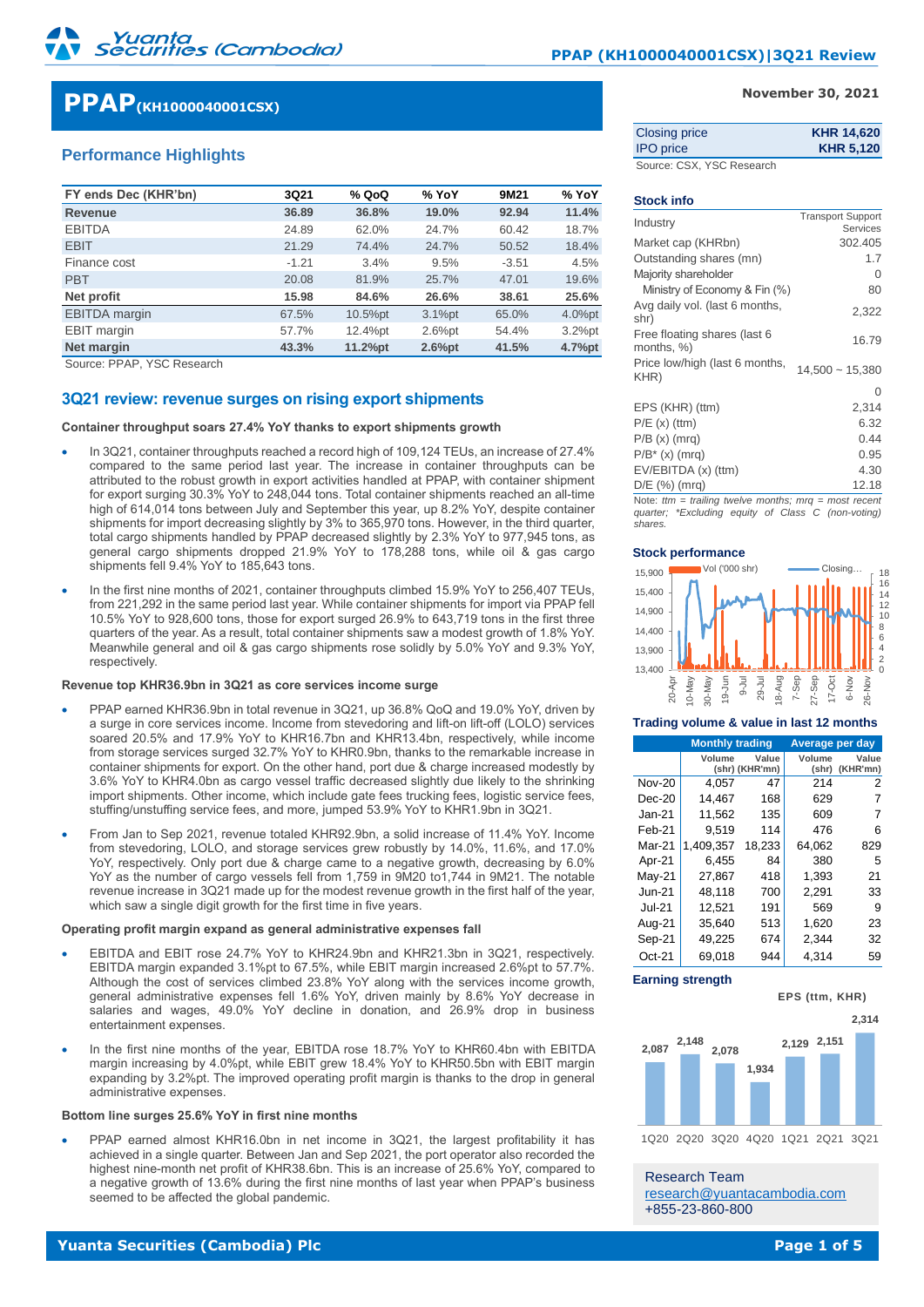# PPAP(KH1000040001CSX)

November 30, 2021

## Performance Highlights

| FY ends Dec (KHR'bn) | 3Q21 | % QoQ | % YoY | 9M21 | % YoY |
|---|---|---|---|---|---|
| **Revenue** | **36.89** | **36.8%** | **19.0%** | **92.94** | **11.4%** |
| EBITDA | 24.89 | 62.0% | 24.7% | 60.42 | 18.7% |
| EBIT | 21.29 | 74.4% | 24.7% | 50.52 | 18.4% |
| Finance cost | -1.21 | 3.4% | 9.5% | -3.51 | 4.5% |
| PBT | 20.08 | 81.9% | 25.7% | 47.01 | 19.6% |
| **Net profit** | **15.98** | **84.6%** | **26.6%** | **38.61** | **25.6%** |
| EBITDA margin | 67.5% | 10.5%pt | 3.1%pt | 65.0% | 4.0%pt |
| EBIT margin | 57.7% | 12.4%pt | 2.6%pt | 54.4% | 3.2%pt |
| **Net margin** | **43.3%** | **11.2%pt** | **2.6%pt** | **41.5%** | **4.7%pt** |

Source: PPAP, YSC Research

## 3Q21 review: revenue surges on rising export shipments

### Container throughput soars 27.4% YoY thanks to export shipments growth

- In 3Q21, container throughputs reached a record high of 109,124 TEUs, an increase of 27.4% compared to the same period last year. The increase in container throughputs can be attributed to the robust growth in export activities handled at PPAP, with container shipment for export surging 30.3% YoY to 248,044 tons. Total container shipments reached an all-time high of 614,014 tons between July and September this year, up 8.2% YoY, despite container shipments for import decreasing slightly by 3% to 365,970 tons. However, in the third quarter, total cargo shipments handled by PPAP decreased slightly by 2.3% YoY to 977,945 tons, as general cargo shipments dropped 21.9% YoY to 178,288 tons, while oil & gas cargo shipments fell 9.4% YoY to 185,643 tons.
- In the first nine months of 2021, container throughputs climbed 15.9% YoY to 256,407 TEUs, from 221,292 in the same period last year. While container shipments for import via PPAP fell 10.5% YoY to 928,600 tons, those for export surged 26.9% to 643,719 tons in the first three quarters of the year. As a result, total container shipments saw a modest growth of 1.8% YoY. Meanwhile general and oil & gas cargo shipments rose solidly by 5.0% YoY and 9.3% YoY, respectively.

### Revenue top KHR36.9bn in 3Q21 as core services income surge

- PPAP earned KHR36.9bn in total revenue in 3Q21, up 36.8% QoQ and 19.0% YoY, driven by a surge in core services income. Income from stevedoring and lift-on lift-off (LOLO) services soared 20.5% and 17.9% YoY to KHR16.7bn and KHR13.4bn, respectively, while income from storage services surged 32.7% YoY to KHR0.9bn, thanks to the remarkable increase in container shipments for export. On the other hand, port due & charge increased modestly by 3.6% YoY to KHR4.0bn as cargo vessel traffic decreased slightly due likely to the shrinking import shipments. Other income, which include gate fees trucking fees, logistic service fees, stuffing/unstuffing service fees, and more, jumped 53.9% YoY to KHR1.9bn in 3Q21.
- From Jan to Sep 2021, revenue totaled KHR92.9bn, a solid increase of 11.4% YoY. Income from stevedoring, LOLO, and storage services grew robustly by 14.0%, 11.6%, and 17.0% YoY, respectively. Only port due & charge came to a negative growth, decreasing by 6.0% YoY as the number of cargo vessels fell from 1,759 in 9M20 to1,744 in 9M21. The notable revenue increase in 3Q21 made up for the modest revenue growth in the first half of the year, which saw a single digit growth for the first time in five years.

### Operating profit margin expand as general administrative expenses fall

- EBITDA and EBIT rose 24.7% YoY to KHR24.9bn and KHR21.3bn in 3Q21, respectively. EBITDA margin expanded 3.1%pt to 67.5%, while EBIT margin increased 2.6%pt to 57.7%. Although the cost of services climbed 23.8% YoY along with the services income growth, general administrative expenses fell 1.6% YoY, driven mainly by 8.6% YoY decrease in salaries and wages, 49.0% YoY decline in donation, and 26.9% drop in business entertainment expenses.
- In the first nine months of the year, EBITDA rose 18.7% YoY to KHR60.4bn with EBITDA margin increasing by 4.0%pt, while EBIT grew 18.4% YoY to KHR50.5bn with EBIT margin expanding by 3.2%pt. The improved operating profit margin is thanks to the drop in general administrative expenses.

### Bottom line surges 25.6% YoY in first nine months

- PPAP earned almost KHR16.0bn in net income in 3Q21, the largest profitability it has achieved in a single quarter. Between Jan and Sep 2021, the port operator also recorded the highest nine-month net profit of KHR38.6bn. This is an increase of 25.6% YoY, compared to a negative growth of 13.6% during the first nine months of last year when PPAP's business seemed to be affected the global pandemic.

| | |
|---|---|
| Closing price | **KHR 14,620** |
| IPO price | **KHR 5,120** |

Source: CSX, YSC Research

### Stock info

| | |
|---|---|
| Industry | Transport Support Services |
| Market cap (KHRbn) | 302.405 |
| Outstanding shares (mn) | 1.7 |
| Majority shareholder | 0 |
| Ministry of Economy & Fin (%) | 80 |
| Avg daily vol. (last 6 months, shr) | 2,322 |
| Free floating shares (last 6 months, %) | 16.79 |
| Price low/high (last 6 months, KHR) | 14,500 ~ 15,380 |
| | 0 |
| EPS (KHR) (ttm) | 2,314 |
| P/E (x) (ttm) | 6.32 |
| P/B (x) (mrq) | 0.44 |
| P/B* (x) (mrq) | 0.95 |
| EV/EBITDA (x) (ttm) | 4.30 |
| D/E (%) (mrq) | 12.18 |

*Note: ttm = trailing twelve months; mrq = most recent quarter; \*Excluding equity of Class C (non-voting) shares.*

### Stock performance

### Trading volume & value in last 12 months

| | Monthly trading | | Average per day | |
|---|---|---|---|---|
| | Volume (shr) | Value (KHR'mn) | Volume (shr) | Value (KHR'mn) |
| Nov-20 | 4,057 | 47 | 214 | 2 |
| Dec-20 | 14,467 | 168 | 629 | 7 |
| Jan-21 | 11,562 | 135 | 609 | 7 |
| Feb-21 | 9,519 | 114 | 476 | 6 |
| Mar-21 | 1,409,357 | 18,233 | 64,062 | 829 |
| Apr-21 | 6,455 | 84 | 380 | 5 |
| May-21 | 27,867 | 418 | 1,393 | 21 |
| Jun-21 | 48,118 | 700 | 2,291 | 33 |
| Jul-21 | 12,521 | 191 | 569 | 9 |
| Aug-21 | 35,640 | 513 | 1,620 | 23 |
| Sep-21 | 49,225 | 674 | 2,344 | 32 |
| Oct-21 | 69,018 | 944 | 4,314 | 59 |

### Earning strength

EPS (ttm, KHR)

| 1Q20 | 2Q20 | 3Q20 | 4Q20 | 1Q21 | 2Q21 | 3Q21 |
|---|---|---|---|---|---|---|
| 2,087 | 2,148 | 2,078 | 1,934 | 2,129 | 2,151 | 2,314 |

Research Team
research@yuantacambodia.com
+855-23-860-800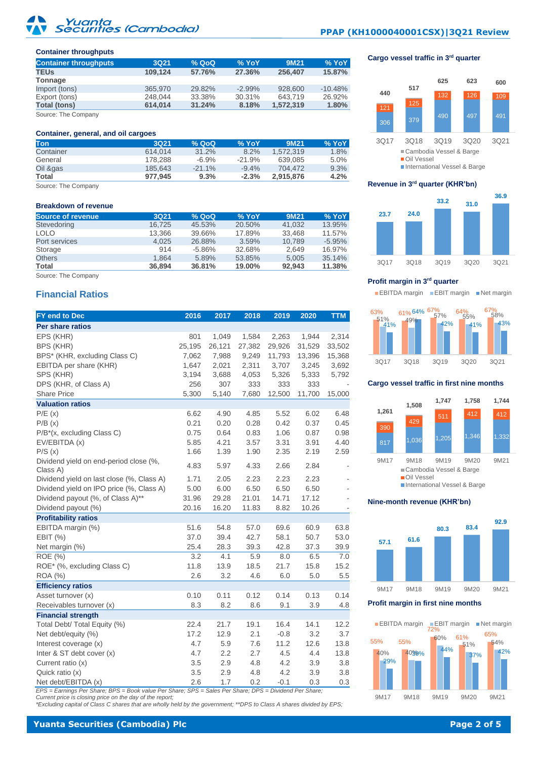**Container throughputs**

| Container throughputs | 3Q21 | % QoQ | % YoY | 9M21 | % YoY |
|---|---|---|---|---|---|
| **TEUs** | **109,124** | **57.76%** | **27.36%** | **256,407** | **15.87%** |
| **Tonnage** | | | | | |
| Import (tons) | 365,970 | 29.82% | -2.99% | 928,600 | -10.48% |
| Export (tons) | 248,044 | 33.38% | 30.31% | 643,719 | 26.92% |
| **Total (tons)** | **614,014** | **31.24%** | **8.18%** | **1,572,319** | **1.80%** |

Source: The Company

**Container, general, and oil cargoes**

| Ton | 3Q21 | % QoQ | % YoY | 9M21 | % YoY |
|---|---|---|---|---|---|
| Container | 614,014 | 31.2% | 8.2% | 1,572,319 | 1.8% |
| General | 178,288 | -6.9% | -21.9% | 639,085 | 5.0% |
| Oil &gas | 185,643 | -21.1% | -9.4% | 704,472 | 9.3% |
| **Total** | **977,945** | **9.3%** | **-2.3%** | **2,915,876** | **4.2%** |

Source: The Company

**Breakdown of revenue**

| Source of revenue | 3Q21 | % QoQ | % YoY | 9M21 | % YoY |
|---|---|---|---|---|---|
| Stevedoring | 16,725 | 45.53% | 20.50% | 41,032 | 13.95% |
| LOLO | 13,366 | 39.66% | 17.89% | 33,468 | 11.57% |
| Port services | 4,025 | 26.88% | 3.59% | 10,789 | -5.95% |
| Storage | 914 | -5.86% | 32.68% | 2,649 | 16.97% |
| Others | 1,864 | 5.89% | 53.85% | 5,005 | 35.14% |
| **Total** | **36,894** | **36.81%** | **19.00%** | **92,943** | **11.38%** |

Source: The Company

## Financial Ratios

| FY end to Dec | 2016 | 2017 | 2018 | 2019 | 2020 | TTM |
|---|---|---|---|---|---|---|
| **Per share ratios** | | | | | | |
| EPS (KHR) | 801 | 1,049 | 1,584 | 2,263 | 1,944 | 2,314 |
| BPS (KHR) | 25,195 | 26,121 | 27,382 | 29,926 | 31,529 | 33,502 |
| BPS* (KHR, excluding Class C) | 7,062 | 7,988 | 9,249 | 11,793 | 13,396 | 15,368 |
| EBITDA per share (KHR) | 1,647 | 2,021 | 2,311 | 3,707 | 3,245 | 3,692 |
| SPS (KHR) | 3,194 | 3,688 | 4,053 | 5,326 | 5,333 | 5,792 |
| DPS (KHR, of Class A) | 256 | 307 | 333 | 333 | 333 | - |
| Share Price | 5,300 | 5,140 | 7,680 | 12,500 | 11,700 | 15,000 |
| **Valuation ratios** | | | | | | |
| P/E (x) | 6.62 | 4.90 | 4.85 | 5.52 | 6.02 | 6.48 |
| P/B (x) | 0.21 | 0.20 | 0.28 | 0.42 | 0.37 | 0.45 |
| P/B*(x, excluding Class C) | 0.75 | 0.64 | 0.83 | 1.06 | 0.87 | 0.98 |
| EV/EBITDA (x) | 5.85 | 4.21 | 3.57 | 3.31 | 3.91 | 4.40 |
| P/S (x) | 1.66 | 1.39 | 1.90 | 2.35 | 2.19 | 2.59 |
| Dividend yield on end-period close (%, Class A) | 4.83 | 5.97 | 4.33 | 2.66 | 2.84 | - |
| Dividend yield on last close (%, Class A) | 1.71 | 2.05 | 2.23 | 2.23 | 2.23 | - |
| Dividend yield on IPO price (%, Class A) | 5.00 | 6.00 | 6.50 | 6.50 | 6.50 | - |
| Dividend payout (%, of Class A)** | 31.96 | 29.28 | 21.01 | 14.71 | 17.12 | - |
| Dividend payout (%) | 20.16 | 16.20 | 11.83 | 8.82 | 10.26 | - |
| **Profitability ratios** | | | | | | |
| EBITDA margin (%) | 51.6 | 54.8 | 57.0 | 69.6 | 60.9 | 63.8 |
| EBIT (%) | 37.0 | 39.4 | 42.7 | 58.1 | 50.7 | 53.0 |
| Net margin (%) | 25.4 | 28.3 | 39.3 | 42.8 | 37.3 | 39.9 |
| ROE (%) | 3.2 | 4.1 | 5.9 | 8.0 | 6.5 | 7.0 |
| ROE* (%, excluding Class C) | 11.8 | 13.9 | 18.5 | 21.7 | 15.8 | 15.2 |
| ROA (%) | 2.6 | 3.2 | 4.6 | 6.0 | 5.0 | 5.5 |
| **Efficiency ratios** | | | | | | |
| Asset turnover (x) | 0.10 | 0.11 | 0.12 | 0.14 | 0.13 | 0.14 |
| Receivables turnover (x) | 8.3 | 8.2 | 8.6 | 9.1 | 3.9 | 4.8 |
| **Financial strength** | | | | | | |
| Total Debt/ Total Equity (%) | 22.4 | 21.7 | 19.1 | 16.4 | 14.1 | 12.2 |
| Net debt/equity (%) | 17.2 | 12.9 | 2.1 | -0.8 | 3.2 | 3.7 |
| Interest coverage (x) | 4.7 | 5.9 | 7.6 | 11.2 | 12.6 | 13.8 |
| Inter & ST debt cover (x) | 4.7 | 2.2 | 2.7 | 4.5 | 4.4 | 13.8 |
| Current ratio (x) | 3.5 | 2.9 | 4.8 | 4.2 | 3.9 | 3.8 |
| Quick ratio (x) | 3.5 | 2.9 | 4.8 | 4.2 | 3.9 | 3.8 |
| Net debt/EBITDA (x) | 2.6 | 1.7 | 0.2 | -0.1 | 0.3 | 0.3 |

*EPS = Earnings Per Share; BPS = Book value Per Share; SPS = Sales Per Share; DPS = Dividend Per Share;*
*Current price is closing price on the day of the report;*
*\*Excluding capital of Class C shares that are wholly held by the government; \*\*DPS to Class A shares divided by EPS;*

**Cargo vessel traffic in 3rd quarter**

| | 3Q17 | 3Q18 | 3Q19 | 3Q20 | 3Q21 |
|---|---|---|---|---|---|
| Cambodia Vessel & Barge | 13 | 13 | 3 | | |
| Oil Vessel | 121 | 125 | 132 | 126 | 109 |
| International Vessel & Barge | 306 | 379 | 490 | 497 | 491 |
| Total | 440 | 517 | 625 | 623 | 600 |

**Revenue in 3rd quarter (KHR'bn)**

| 3Q17 | 3Q18 | 3Q19 | 3Q20 | 3Q21 |
|---|---|---|---|---|
| 23.7 | 24.0 | 33.2 | 31.0 | 36.9 |

**Profit margin in 3rd quarter**

| | 3Q17 | 3Q18 | 3Q19 | 3Q20 | 3Q21 |
|---|---|---|---|---|---|
| EBITDA margin | 63% | 61% | 67% | 64% | 67% |
| EBIT margin | 51% | 49% | 57% | 55% | 58% |
| Net margin | 41% | 64% | 42% | 41% | 43% |

**Cargo vessel traffic in first nine months**

| | 9M17 | 9M18 | 9M19 | 9M20 | 9M21 |
|---|---|---|---|---|---|
| Oil Vessel | 390 | 429 | 511 | 412 | 412 |
| International Vessel & Barge | 817 | 1,036 | 1,205 | 1,346 | 1,332 |
| Total | 1,261 | 1,508 | 1,747 | 1,758 | 1,744 |

**Nine-month revenue (KHR'bn)**

| 9M17 | 9M18 | 9M19 | 9M20 | 9M21 |
|---|---|---|---|---|
| 57.1 | 61.6 | 80.3 | 83.4 | 92.9 |

**Profit margin in first nine months**

| | 9M17 | 9M18 | 9M19 | 9M20 | 9M21 |
|---|---|---|---|---|---|
| EBITDA margin | 55% | 55% | 72% | 61% | 65% |
| EBIT margin | 40% | 40% | 60% | 51% | 54% |
| Net margin | 29% | 39% | 44% | 37% | 42% |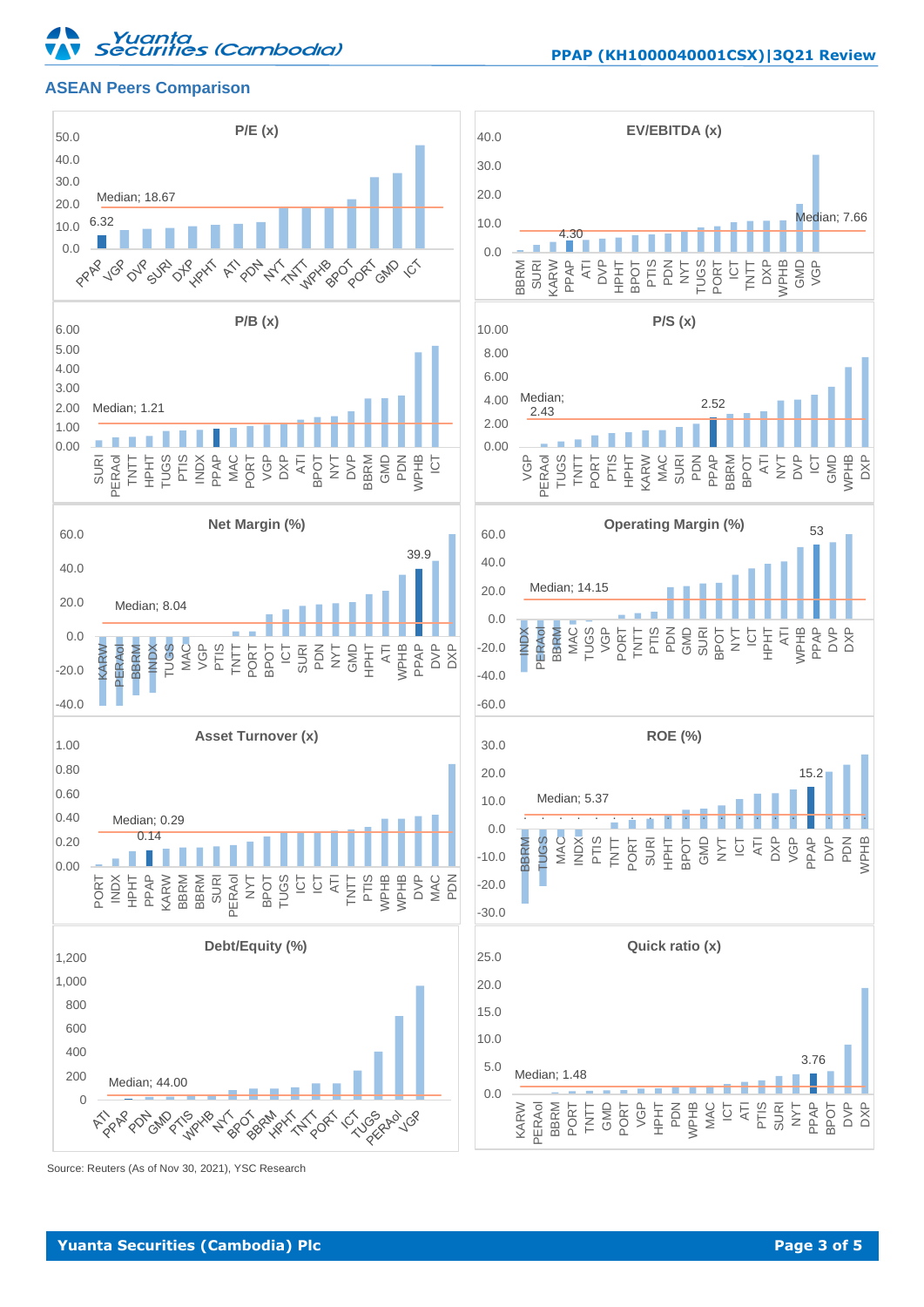## ASEAN Peers Comparison

**P/E (x)**

Median; 18.67

PPAP 6.32

PPAP, VGP, DVP, SURI, DXP, HPHT, ATI, PDN, NYT, TNTT, WPHB, BPOT, PORT, GMD, ICT

**EV/EBITDA (x)**

Median; 7.66

PPAP 4.30

BBRM, SURI, KARW, PPAP, ATI, DVP, HPHT, BPOT, PTIS, PDN, NYT, TUGS, PORT, ICT, TNTT, DXP, WPHB, GMD, VGP

**P/B (x)**

Median; 1.21

SURI, PERAoI, TNTT, HPHT, TUGS, PTIS, INDX, PPAP, MAC, PORT, VGP, DXP, ATI, BPOT, NYT, DVP, BBRM, GMD, PDN, WPHB, ICT

**P/S (x)**

Median; 2.43

PPAP 2.52

VGP, PERAoI, TUGS, TNTT, PORT, PTIS, HPHT, KARW, MAC, SURI, PDN, PPAP, BBRM, BPOT, ATI, NYT, DVP, ICT, GMD, WPHB, DXP

**Net Margin (%)**

Median; 8.04

PPAP 39.9

KARW, PERAoI, BBRM, INDX, TUGS, MAC, VGP, PTIS, TNTT, PORT, BPOT, ICT, SURI, PDN, NYT, GMD, HPHT, ATI, WPHB, PPAP, DVP, DXP

**Operating Margin (%)**

Median; 14.15

PPAP 53

INDX, PERAoI, BBRM, MAC, TUGS, VGP, PORT, TNTT, PTIS, PDN, GMD, SURI, BPOT, NYT, ICT, HPHT, ATI, WPHB, PPAP, DVP, DXP

**Asset Turnover (x)**

Median; 0.29

PPAP 0.14

PORT, INDX, HPHT, PPAP, KARW, BBRM, BBRM, SURI, PERAoI, NYT, BPOT, TUGS, ICT, ICT, ATI, TNTT, PTIS, WPHB, WPHB, DVP, MAC, PDN

**ROE (%)**

Median; 5.37

PPAP 15.2

BBRM, TUGS, MAC, INDX, PTIS, TNTT, PORT, SURI, HPHT, BPOT, GMD, NYT, ICT, ATI, DXP, VGP, PPAP, DVP, PDN, WPHB

**Debt/Equity (%)**

Median; 44.00

ATI, PPAP, PDN, GMD, PTIS, WPHB, NYT, BPOT, BBRM, HPHT, TNTT, PORT, ICT, TUGS, PERAoI, VGP

**Quick ratio (x)**

Median; 1.48

PPAP 3.76

KARW, PERAoI, BBRM, PORT, TNTT, GMD, PORT, VGP, HPHT, PDN, WPHB, MAC, ICT, ATI, PTIS, SURI, NYT, PPAP, BPOT, DVP, DXP

Source: Reuters (As of Nov 30, 2021), YSC Research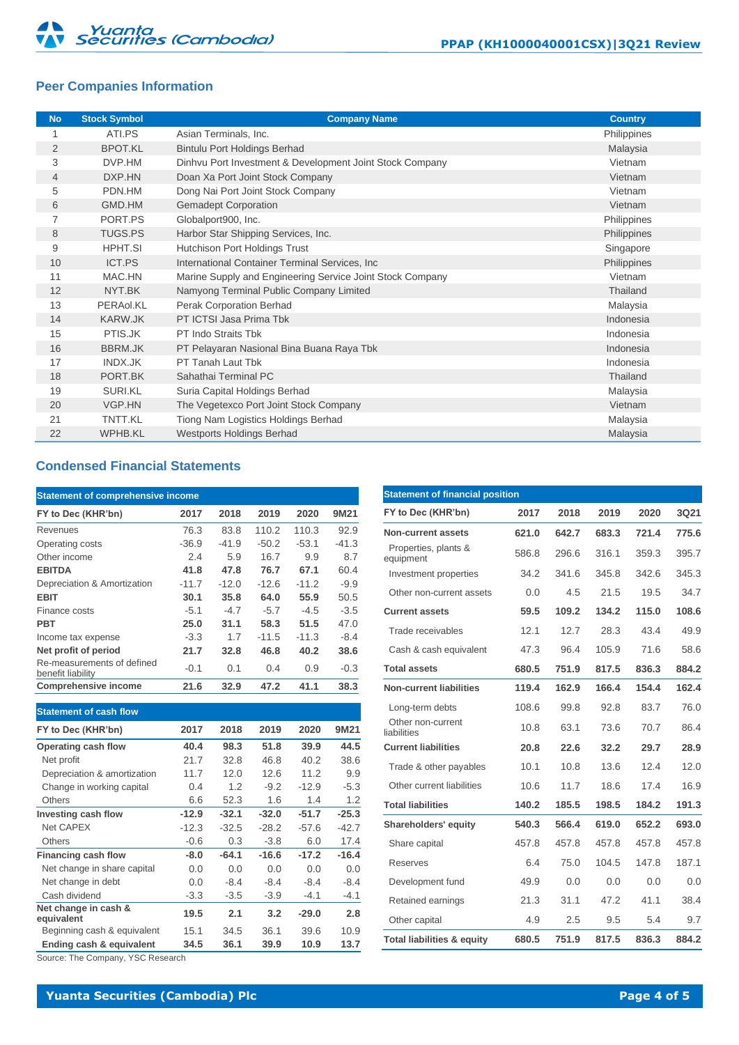## Peer Companies Information

| No | Stock Symbol | Company Name | Country |
|---|---|---|---|
| 1 | ATI.PS | Asian Terminals, Inc. | Philippines |
| 2 | BPOT.KL | Bintulu Port Holdings Berhad | Malaysia |
| 3 | DVP.HM | Dinhvu Port Investment & Development Joint Stock Company | Vietnam |
| 4 | DXP.HN | Doan Xa Port Joint Stock Company | Vietnam |
| 5 | PDN.HM | Dong Nai Port Joint Stock Company | Vietnam |
| 6 | GMD.HM | Gemadept Corporation | Vietnam |
| 7 | PORT.PS | Globalport900, Inc. | Philippines |
| 8 | TUGS.PS | Harbor Star Shipping Services, Inc. | Philippines |
| 9 | HPHT.SI | Hutchison Port Holdings Trust | Singapore |
| 10 | ICT.PS | International Container Terminal Services, Inc | Philippines |
| 11 | MAC.HN | Marine Supply and Engineering Service Joint Stock Company | Vietnam |
| 12 | NYT.BK | Namyong Terminal Public Company Limited | Thailand |
| 13 | PERAol.KL | Perak Corporation Berhad | Malaysia |
| 14 | KARW.JK | PT ICTSI Jasa Prima Tbk | Indonesia |
| 15 | PTIS.JK | PT Indo Straits Tbk | Indonesia |
| 16 | BBRM.JK | PT Pelayaran Nasional Bina Buana Raya Tbk | Indonesia |
| 17 | INDX.JK | PT Tanah Laut Tbk | Indonesia |
| 18 | PORT.BK | Sahathai Terminal PC | Thailand |
| 19 | SURI.KL | Suria Capital Holdings Berhad | Malaysia |
| 20 | VGP.HN | The Vegetexco Port Joint Stock Company | Vietnam |
| 21 | TNTT.KL | Tiong Nam Logistics Holdings Berhad | Malaysia |
| 22 | WPHB.KL | Westports Holdings Berhad | Malaysia |

## Condensed Financial Statements

**Statement of comprehensive income**

| FY to Dec (KHR'bn) | 2017 | 2018 | 2019 | 2020 | 9M21 |
|---|---|---|---|---|---|
| Revenues | 76.3 | 83.8 | 110.2 | 110.3 | 92.9 |
| Operating costs | -36.9 | -41.9 | -50.2 | -53.1 | -41.3 |
| Other income | 2.4 | 5.9 | 16.7 | 9.9 | 8.7 |
| **EBITDA** | **41.8** | **47.8** | **76.7** | **67.1** | 60.4 |
| Depreciation & Amortization | -11.7 | -12.0 | -12.6 | -11.2 | -9.9 |
| **EBIT** | **30.1** | **35.8** | **64.0** | **55.9** | 50.5 |
| Finance costs | -5.1 | -4.7 | -5.7 | -4.5 | -3.5 |
| **PBT** | **25.0** | **31.1** | **58.3** | **51.5** | 47.0 |
| Income tax expense | -3.3 | 1.7 | -11.5 | -11.3 | -8.4 |
| **Net profit of period** | **21.7** | **32.8** | **46.8** | **40.2** | **38.6** |
| Re-measurements of defined benefit liability | -0.1 | 0.1 | 0.4 | 0.9 | -0.3 |
| **Comprehensive income** | **21.6** | **32.9** | **47.2** | **41.1** | **38.3** |

**Statement of cash flow**

| FY to Dec (KHR'bn) | 2017 | 2018 | 2019 | 2020 | 9M21 |
|---|---|---|---|---|---|
| **Operating cash flow** | **40.4** | **98.3** | **51.8** | **39.9** | **44.5** |
| Net profit | 21.7 | 32.8 | 46.8 | 40.2 | 38.6 |
| Depreciation & amortization | 11.7 | 12.0 | 12.6 | 11.2 | 9.9 |
| Change in working capital | 0.4 | 1.2 | -9.2 | -12.9 | -5.3 |
| Others | 6.6 | 52.3 | 1.6 | 1.4 | 1.2 |
| **Investing cash flow** | **-12.9** | **-32.1** | **-32.0** | **-51.7** | **-25.3** |
| Net CAPEX | -12.3 | -32.5 | -28.2 | -57.6 | -42.7 |
| Others | -0.6 | 0.3 | -3.8 | 6.0 | 17.4 |
| **Financing cash flow** | **-8.0** | **-64.1** | **-16.6** | **-17.2** | **-16.4** |
| Net change in share capital | 0.0 | 0.0 | 0.0 | 0.0 | 0.0 |
| Net change in debt | 0.0 | -8.4 | -8.4 | -8.4 | -8.4 |
| Cash dividend | -3.3 | -3.5 | -3.9 | -4.1 | -4.1 |
| **Net change in cash & equivalent** | **19.5** | **2.1** | **3.2** | **-29.0** | **2.8** |
| Beginning cash & equivalent | 15.1 | 34.5 | 36.1 | 39.6 | 10.9 |
| **Ending cash & equivalent** | **34.5** | **36.1** | **39.9** | **10.9** | **13.7** |

**Statement of financial position**

| FY to Dec (KHR'bn) | 2017 | 2018 | 2019 | 2020 | 3Q21 |
|---|---|---|---|---|---|
| **Non-current assets** | **621.0** | **642.7** | **683.3** | **721.4** | **775.6** |
| Properties, plants & equipment | 586.8 | 296.6 | 316.1 | 359.3 | 395.7 |
| Investment properties | 34.2 | 341.6 | 345.8 | 342.6 | 345.3 |
| Other non-current assets | 0.0 | 4.5 | 21.5 | 19.5 | 34.7 |
| **Current assets** | **59.5** | **109.2** | **134.2** | **115.0** | **108.6** |
| Trade receivables | 12.1 | 12.7 | 28.3 | 43.4 | 49.9 |
| Cash & cash equivalent | 47.3 | 96.4 | 105.9 | 71.6 | 58.6 |
| **Total assets** | **680.5** | **751.9** | **817.5** | **836.3** | **884.2** |
| **Non-current liabilities** | **119.4** | **162.9** | **166.4** | **154.4** | **162.4** |
| Long-term debts | 108.6 | 99.8 | 92.8 | 83.7 | 76.0 |
| Other non-current liabilities | 10.8 | 63.1 | 73.6 | 70.7 | 86.4 |
| **Current liabilities** | **20.8** | **22.6** | **32.2** | **29.7** | **28.9** |
| Trade & other payables | 10.1 | 10.8 | 13.6 | 12.4 | 12.0 |
| Other current liabilities | 10.6 | 11.7 | 18.6 | 17.4 | 16.9 |
| **Total liabilities** | **140.2** | **185.5** | **198.5** | **184.2** | **191.3** |
| **Shareholders' equity** | **540.3** | **566.4** | **619.0** | **652.2** | **693.0** |
| Share capital | 457.8 | 457.8 | 457.8 | 457.8 | 457.8 |
| Reserves | 6.4 | 75.0 | 104.5 | 147.8 | 187.1 |
| Development fund | 49.9 | 0.0 | 0.0 | 0.0 | 0.0 |
| Retained earnings | 21.3 | 31.1 | 47.2 | 41.1 | 38.4 |
| Other capital | 4.9 | 2.5 | 9.5 | 5.4 | 9.7 |
| **Total liabilities & equity** | **680.5** | **751.9** | **817.5** | **836.3** | **884.2** |

Source: The Company, YSC Research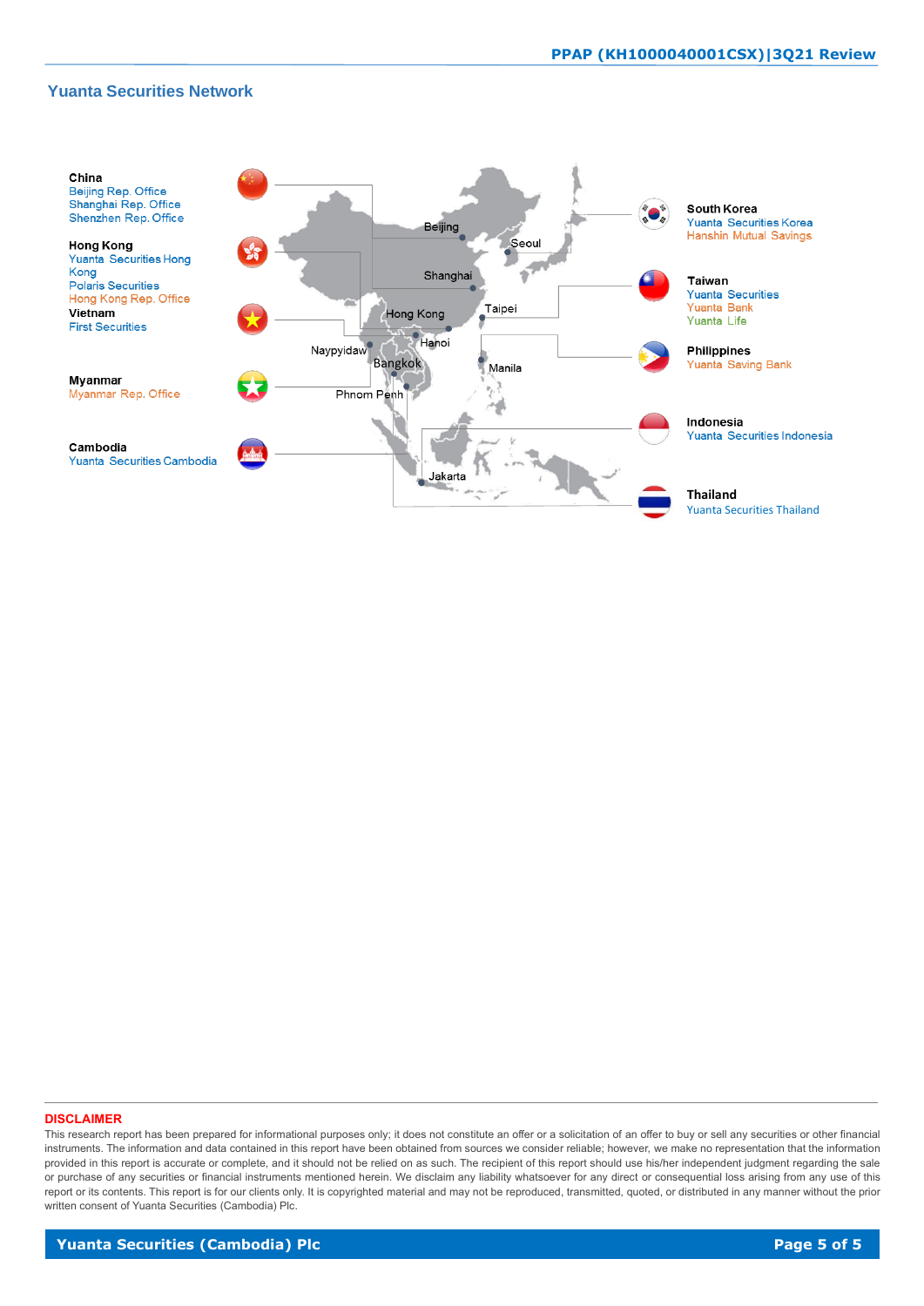## Yuanta Securities Network

**China**
Beijing Rep. Office
Shanghai Rep. Office
Shenzhen Rep. Office

**Hong Kong**
Yuanta Securities Hong Kong
Polaris Securities
Hong Kong Rep. Office

**Vietnam**
First Securities

**Myanmar**
Myanmar Rep. Office

**Cambodia**
Yuanta Securities Cambodia

**South Korea**
Yuanta Securities Korea
Hanshin Mutual Savings

**Taiwan**
Yuanta Securities
Yuanta Bank
Yuanta Life

**Philippines**
Yuanta Saving Bank

**Indonesia**
Yuanta Securities Indonesia

**Thailand**
Yuanta Securities Thailand

Beijing
Seoul
Shanghai
Hong Kong
Taipei
Hanoi
Naypyidaw
Bangkok
Manila
Phnom Penh
Jakarta

**DISCLAIMER**

This research report has been prepared for informational purposes only; it does not constitute an offer or a solicitation of an offer to buy or sell any securities or other financial instruments. The information and data contained in this report have been obtained from sources we consider reliable; however, we make no representation that the information provided in this report is accurate or complete, and it should not be relied on as such. The recipient of this report should use his/her independent judgment regarding the sale or purchase of any securities or financial instruments mentioned herein. We disclaim any liability whatsoever for any direct or consequential loss arising from any use of this report or its contents. This report is for our clients only. It is copyrighted material and may not be reproduced, transmitted, quoted, or distributed in any manner without the prior written consent of Yuanta Securities (Cambodia) Plc.